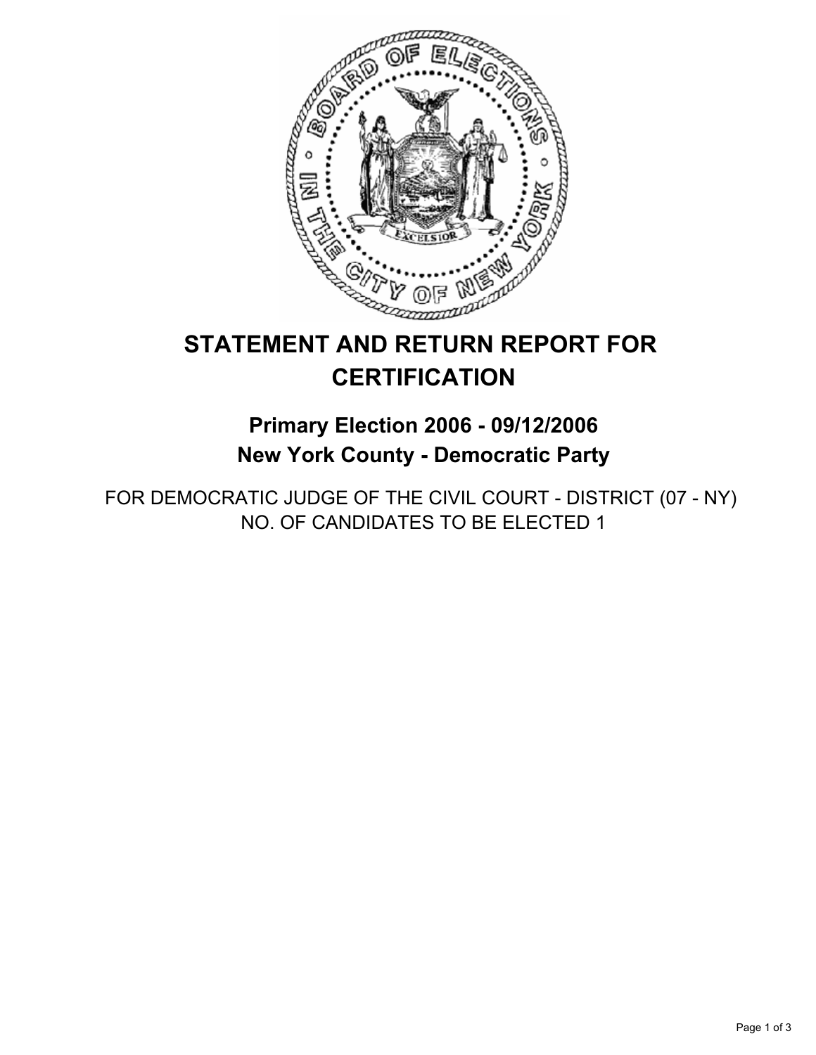# STATEMENT AND RETURN REPORT FOR CERTIFICATION

## Primary Election 2006 - 09/12/2006
## New York County - Democratic Party

FOR DEMOCRATIC JUDGE OF THE CIVIL COURT - DISTRICT (07 - NY)
NO. OF CANDIDATES TO BE ELECTED 1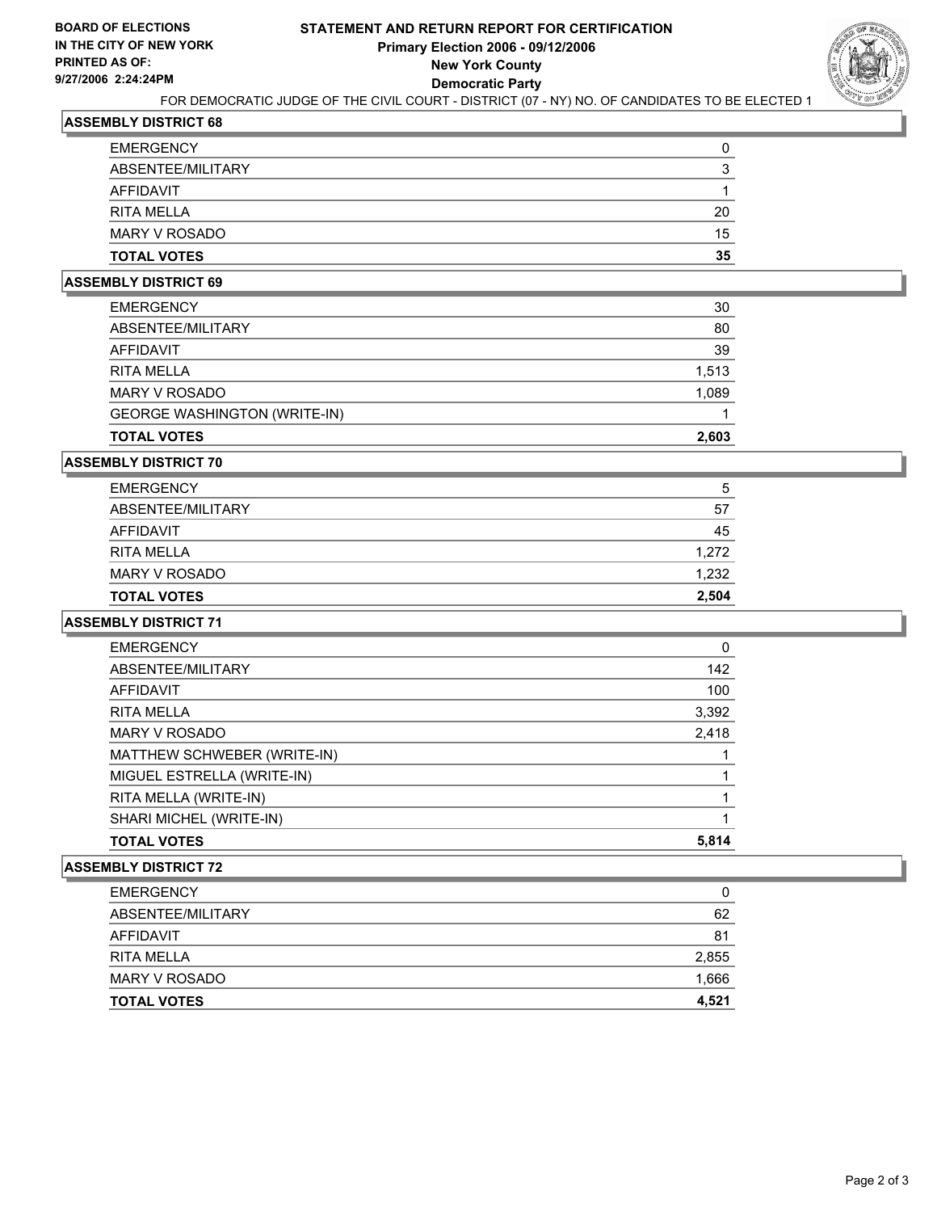**BOARD OF ELECTIONS IN THE CITY OF NEW YORK PRINTED AS OF: 9/27/2006 2:24:24PM**

# STATEMENT AND RETURN REPORT FOR CERTIFICATION
## Primary Election 2006 - 09/12/2006
## New York County
## Democratic Party

FOR DEMOCRATIC JUDGE OF THE CIVIL COURT - DISTRICT (07 - NY) NO. OF CANDIDATES TO BE ELECTED 1

### ASSEMBLY DISTRICT 68

| | |
|---|---|
| EMERGENCY | 0 |
| ABSENTEE/MILITARY | 3 |
| AFFIDAVIT | 1 |
| RITA MELLA | 20 |
| MARY V ROSADO | 15 |
| **TOTAL VOTES** | **35** |

### ASSEMBLY DISTRICT 69

| | |
|---|---|
| EMERGENCY | 30 |
| ABSENTEE/MILITARY | 80 |
| AFFIDAVIT | 39 |
| RITA MELLA | 1,513 |
| MARY V ROSADO | 1,089 |
| GEORGE WASHINGTON (WRITE-IN) | 1 |
| **TOTAL VOTES** | **2,603** |

### ASSEMBLY DISTRICT 70

| | |
|---|---|
| EMERGENCY | 5 |
| ABSENTEE/MILITARY | 57 |
| AFFIDAVIT | 45 |
| RITA MELLA | 1,272 |
| MARY V ROSADO | 1,232 |
| **TOTAL VOTES** | **2,504** |

### ASSEMBLY DISTRICT 71

| | |
|---|---|
| EMERGENCY | 0 |
| ABSENTEE/MILITARY | 142 |
| AFFIDAVIT | 100 |
| RITA MELLA | 3,392 |
| MARY V ROSADO | 2,418 |
| MATTHEW SCHWEBER (WRITE-IN) | 1 |
| MIGUEL ESTRELLA (WRITE-IN) | 1 |
| RITA MELLA (WRITE-IN) | 1 |
| SHARI MICHEL (WRITE-IN) | 1 |
| **TOTAL VOTES** | **5,814** |

### ASSEMBLY DISTRICT 72

| | |
|---|---|
| EMERGENCY | 0 |
| ABSENTEE/MILITARY | 62 |
| AFFIDAVIT | 81 |
| RITA MELLA | 2,855 |
| MARY V ROSADO | 1,666 |
| **TOTAL VOTES** | **4,521** |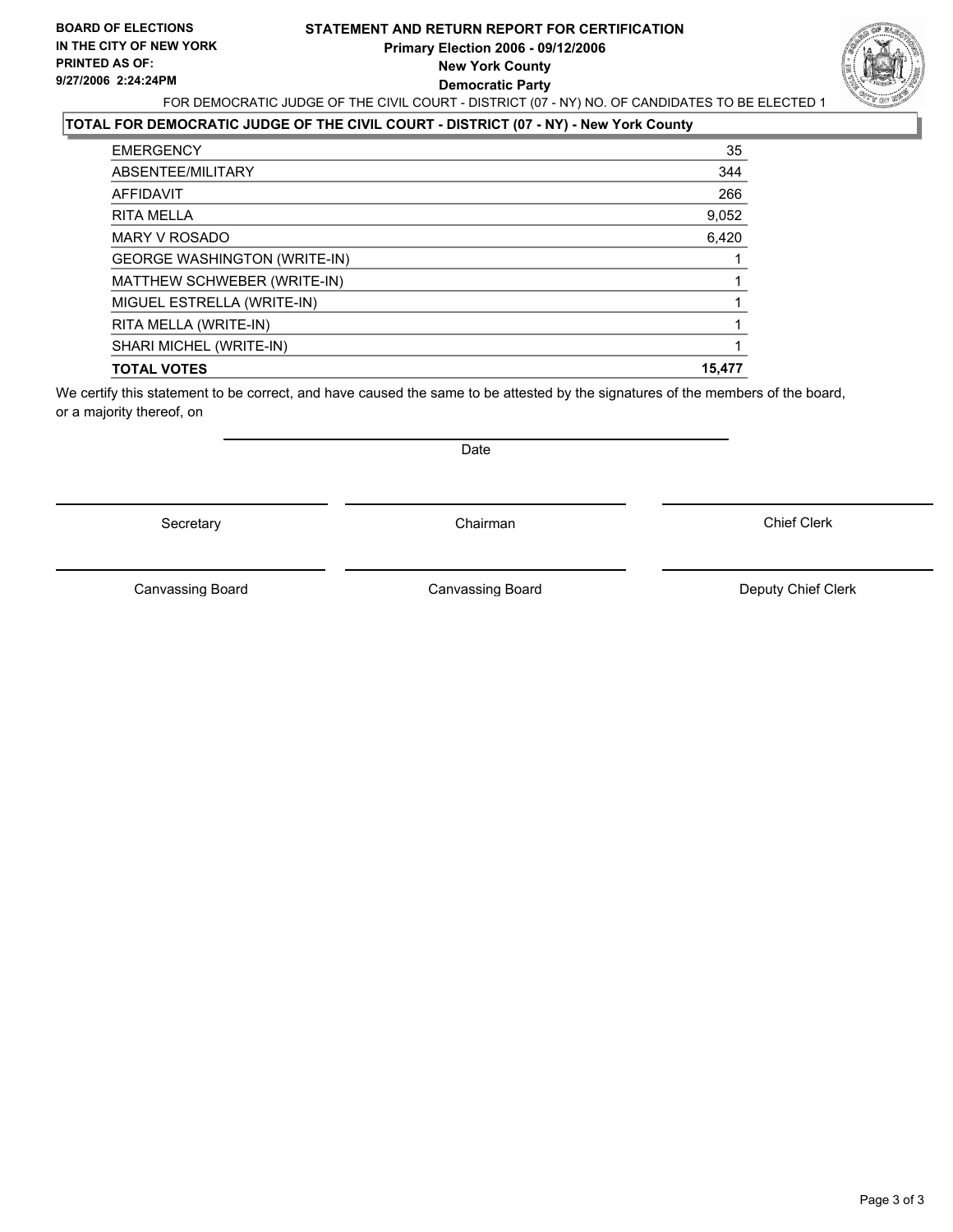**BOARD OF ELECTIONS IN THE CITY OF NEW YORK**
**PRINTED AS OF: 9/27/2006 2:24:24PM**

**STATEMENT AND RETURN REPORT FOR CERTIFICATION**
**Primary Election 2006 - 09/12/2006**
**New York County**
**Democratic Party**

FOR DEMOCRATIC JUDGE OF THE CIVIL COURT - DISTRICT (07 - NY) NO. OF CANDIDATES TO BE ELECTED 1

**TOTAL FOR DEMOCRATIC JUDGE OF THE CIVIL COURT - DISTRICT (07 - NY) - New York County**

| | |
|---|---|
| EMERGENCY | 35 |
| ABSENTEE/MILITARY | 344 |
| AFFIDAVIT | 266 |
| RITA MELLA | 9,052 |
| MARY V ROSADO | 6,420 |
| GEORGE WASHINGTON (WRITE-IN) | 1 |
| MATTHEW SCHWEBER (WRITE-IN) | 1 |
| MIGUEL ESTRELLA (WRITE-IN) | 1 |
| RITA MELLA (WRITE-IN) | 1 |
| SHARI MICHEL (WRITE-IN) | 1 |
| **TOTAL VOTES** | **15,477** |

We certify this statement to be correct, and have caused the same to be attested by the signatures of the members of the board, or a majority thereof, on

Date

Secretary

Chairman

Chief Clerk

Canvassing Board

Canvassing Board

Deputy Chief Clerk